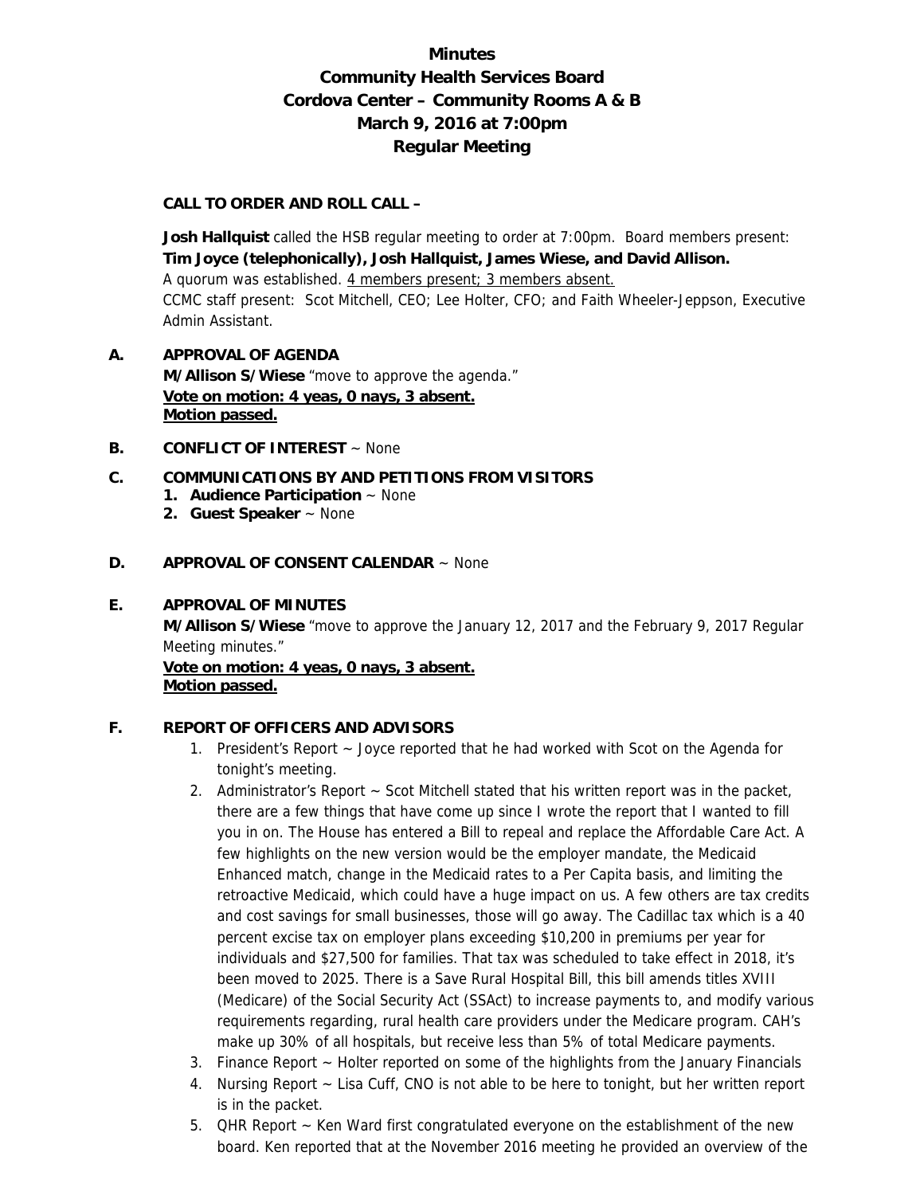# Minutes
## Community Health Services Board
## Cordova Center – Community Rooms A & B
## March 9, 2016 at 7:00pm
## Regular Meeting

**CALL TO ORDER AND ROLL CALL –**

**Josh Hallquist** called the HSB regular meeting to order at 7:00pm. Board members present: **Tim Joyce (telephonically), Josh Hallquist, James Wiese, and David Allison.**
A quorum was established. 4 members present; 3 members absent.
CCMC staff present: Scot Mitchell, CEO; Lee Holter, CFO; and Faith Wheeler-Jeppson, Executive Admin Assistant.

**A. APPROVAL OF AGENDA**
**M/Allison S/Wiese** "move to approve the agenda."
**Vote on motion: 4 yeas, 0 nays, 3 absent.**
**Motion passed.**

**B. CONFLICT OF INTEREST** ~ None

**C. COMMUNICATIONS BY AND PETITIONS FROM VISITORS**
1. **Audience Participation** ~ None
2. **Guest Speaker** ~ None

**D. APPROVAL OF CONSENT CALENDAR** ~ None

**E. APPROVAL OF MINUTES**
**M/Allison S/Wiese** "move to approve the January 12, 2017 and the February 9, 2017 Regular Meeting minutes."
**Vote on motion: 4 yeas, 0 nays, 3 absent.**
**Motion passed.**

**F. REPORT OF OFFICERS AND ADVISORS**
1. President's Report ~ Joyce reported that he had worked with Scot on the Agenda for tonight's meeting.
2. Administrator's Report ~ Scot Mitchell stated that his written report was in the packet, there are a few things that have come up since I wrote the report that I wanted to fill you in on. The House has entered a Bill to repeal and replace the Affordable Care Act. A few highlights on the new version would be the employer mandate, the Medicaid Enhanced match, change in the Medicaid rates to a Per Capita basis, and limiting the retroactive Medicaid, which could have a huge impact on us. A few others are tax credits and cost savings for small businesses, those will go away. The Cadillac tax which is a 40 percent excise tax on employer plans exceeding $10,200 in premiums per year for individuals and $27,500 for families. That tax was scheduled to take effect in 2018, it's been moved to 2025. There is a Save Rural Hospital Bill, this bill amends titles XVIII (Medicare) of the Social Security Act (SSAct) to increase payments to, and modify various requirements regarding, rural health care providers under the Medicare program. CAH's make up 30% of all hospitals, but receive less than 5% of total Medicare payments.
3. Finance Report ~ Holter reported on some of the highlights from the January Financials
4. Nursing Report ~ Lisa Cuff, CNO is not able to be here to tonight, but her written report is in the packet.
5. QHR Report ~ Ken Ward first congratulated everyone on the establishment of the new board. Ken reported that at the November 2016 meeting he provided an overview of the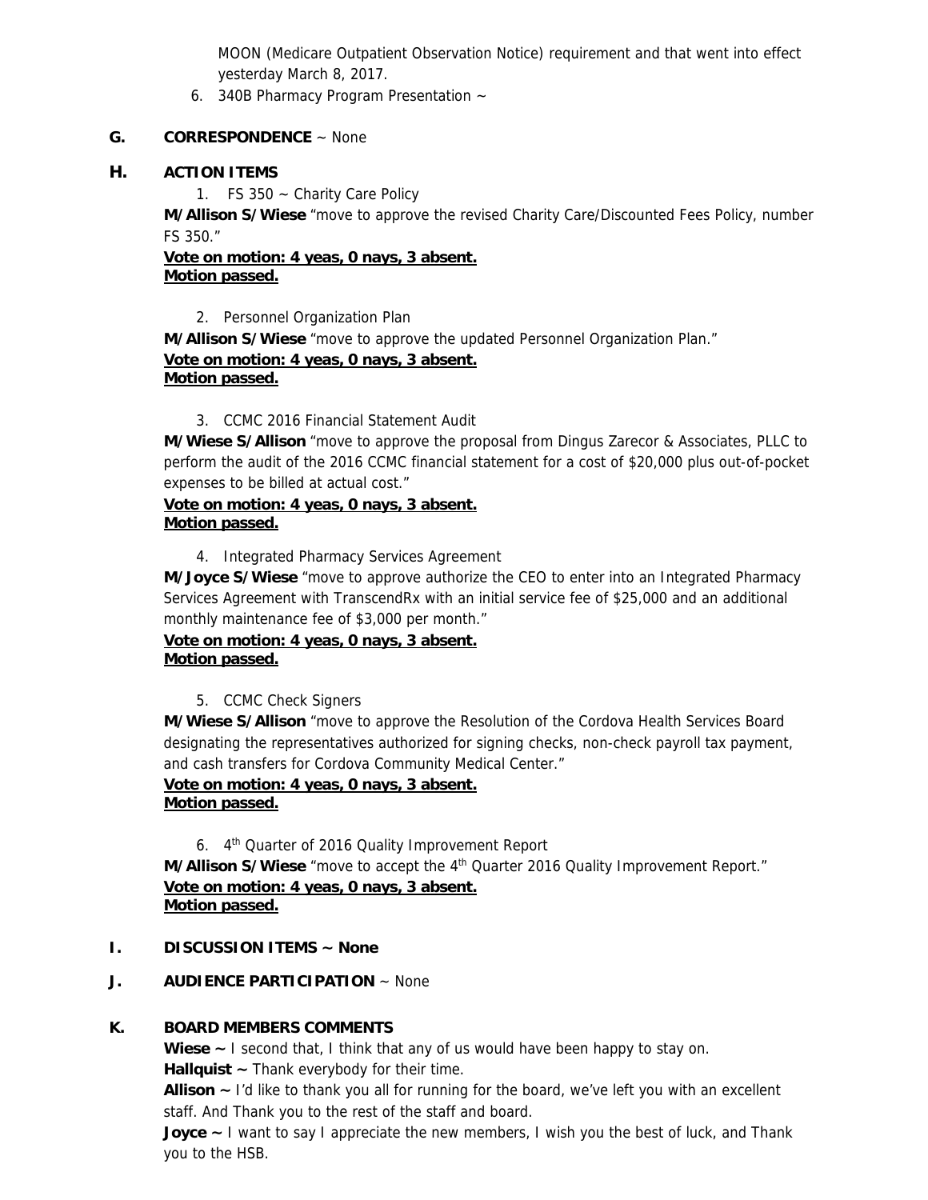MOON (Medicare Outpatient Observation Notice) requirement and that went into effect yesterday March 8, 2017.

6. 340B Pharmacy Program Presentation ~

**G. CORRESPONDENCE** ~ None

**H. ACTION ITEMS**

1. FS 350 ~ Charity Care Policy

**M/Allison S/Wiese** "move to approve the revised Charity Care/Discounted Fees Policy, number FS 350."

**Vote on motion: 4 yeas, 0 nays, 3 absent.**
**Motion passed.**

2. Personnel Organization Plan

**M/Allison S/Wiese** "move to approve the updated Personnel Organization Plan."

**Vote on motion: 4 yeas, 0 nays, 3 absent.**
**Motion passed.**

3. CCMC 2016 Financial Statement Audit

**M/Wiese S/Allison** "move to approve the proposal from Dingus Zarecor & Associates, PLLC to perform the audit of the 2016 CCMC financial statement for a cost of $20,000 plus out-of-pocket expenses to be billed at actual cost."

**Vote on motion: 4 yeas, 0 nays, 3 absent.**
**Motion passed.**

4. Integrated Pharmacy Services Agreement

**M/Joyce S/Wiese** "move to approve authorize the CEO to enter into an Integrated Pharmacy Services Agreement with TranscendRx with an initial service fee of $25,000 and an additional monthly maintenance fee of $3,000 per month."

**Vote on motion: 4 yeas, 0 nays, 3 absent.**
**Motion passed.**

5. CCMC Check Signers

**M/Wiese S/Allison** "move to approve the Resolution of the Cordova Health Services Board designating the representatives authorized for signing checks, non-check payroll tax payment, and cash transfers for Cordova Community Medical Center."

**Vote on motion: 4 yeas, 0 nays, 3 absent.**
**Motion passed.**

6. 4th Quarter of 2016 Quality Improvement Report

**M/Allison S/Wiese** "move to accept the 4th Quarter 2016 Quality Improvement Report."

**Vote on motion: 4 yeas, 0 nays, 3 absent.**
**Motion passed.**

**I. DISCUSSION ITEMS ~ None**

**J. AUDIENCE PARTICIPATION** ~ None

**K. BOARD MEMBERS COMMENTS**

**Wiese ~** I second that, I think that any of us would have been happy to stay on.
**Hallquist ~** Thank everybody for their time.
**Allison ~** I'd like to thank you all for running for the board, we've left you with an excellent staff. And Thank you to the rest of the staff and board.
**Joyce ~** I want to say I appreciate the new members, I wish you the best of luck, and Thank you to the HSB.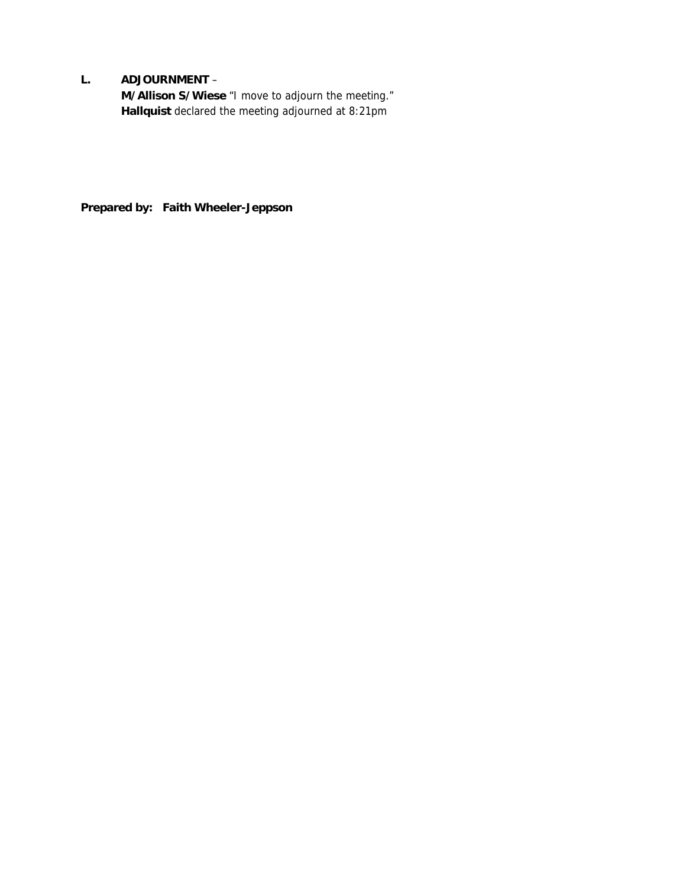**L. ADJOURNMENT** –

**M/Allison S/Wiese** "I move to adjourn the meeting."

**Hallquist** declared the meeting adjourned at 8:21pm

**Prepared by: Faith Wheeler-Jeppson**